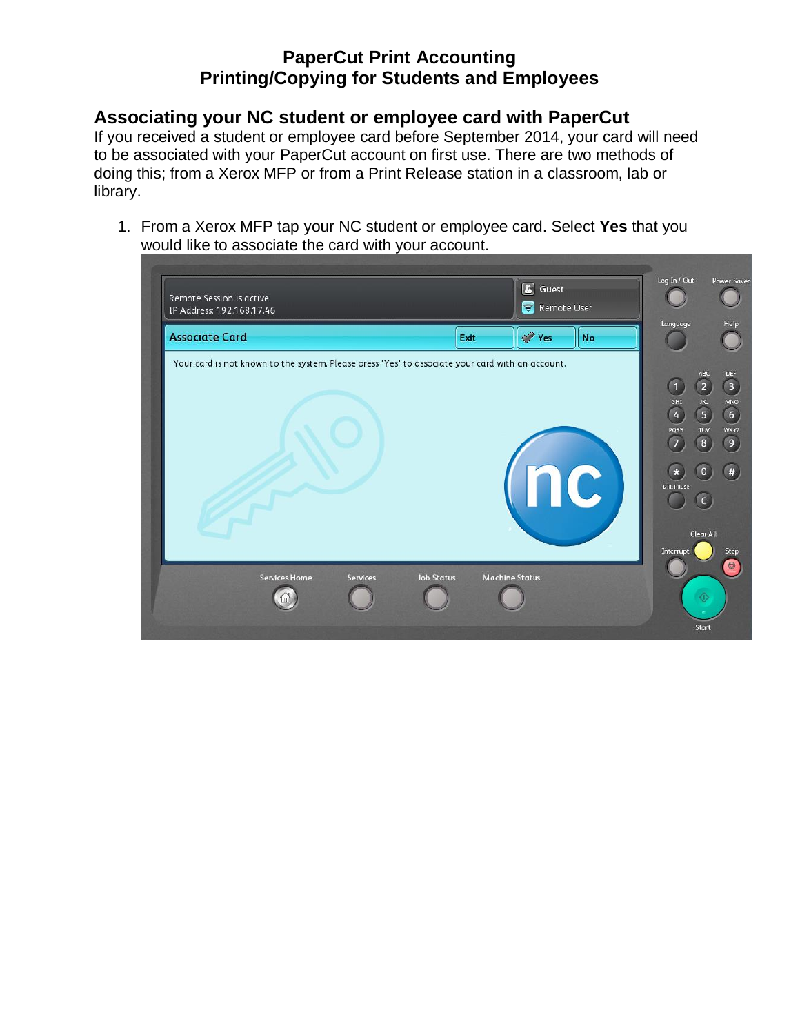# PaperCut Print Accounting
# Printing/Copying for Students and Employees

## Associating your NC student or employee card with PaperCut

If you received a student or employee card before September 2014, your card will need to be associated with your PaperCut account on first use. There are two methods of doing this; from a Xerox MFP or from a Print Release station in a classroom, lab or library.

1. From a Xerox MFP tap your NC student or employee card. Select **Yes** that you would like to associate the card with your account.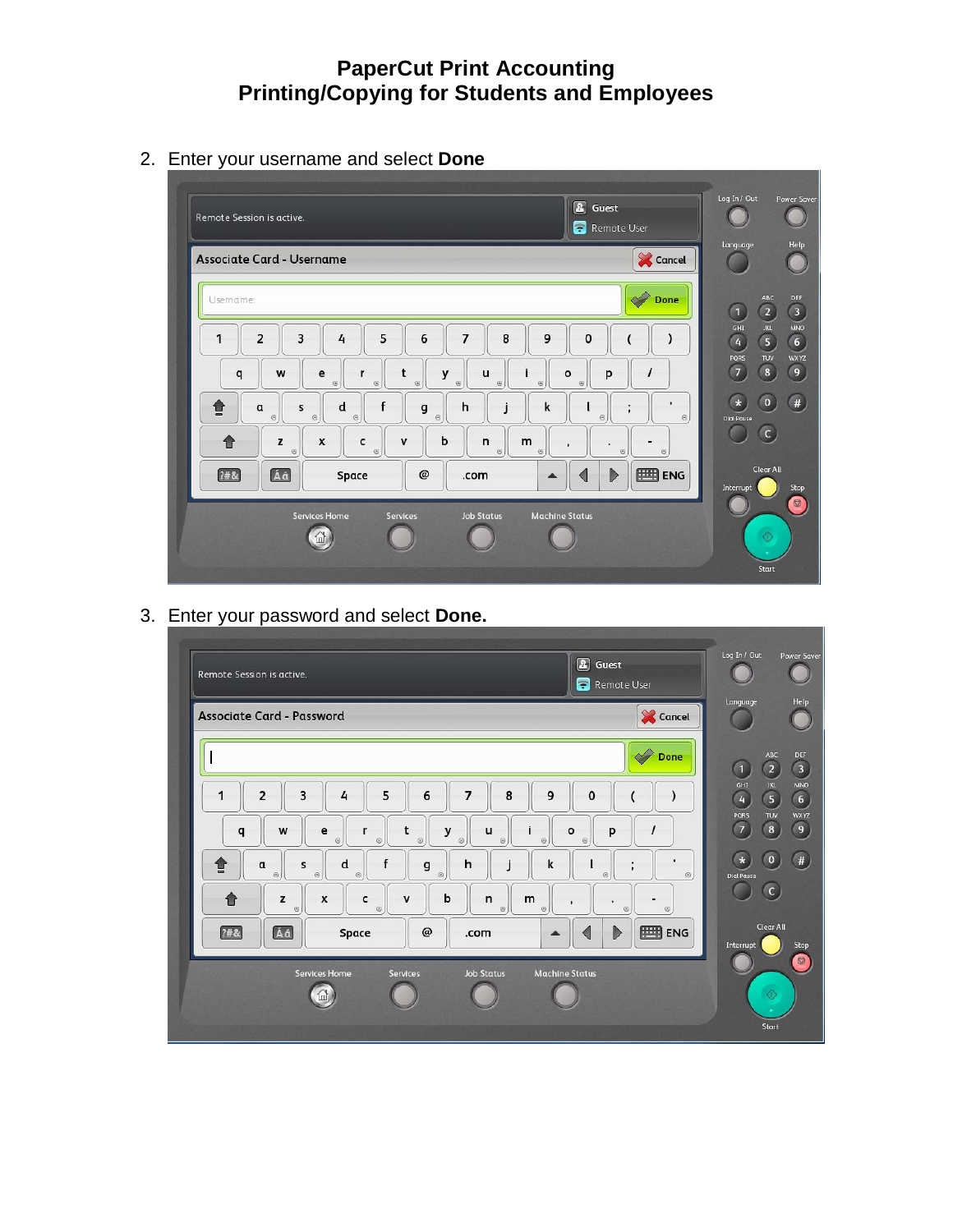# PaperCut Print Accounting
# Printing/Copying for Students and Employees

2. Enter your username and select **Done**

3. Enter your password and select **Done.**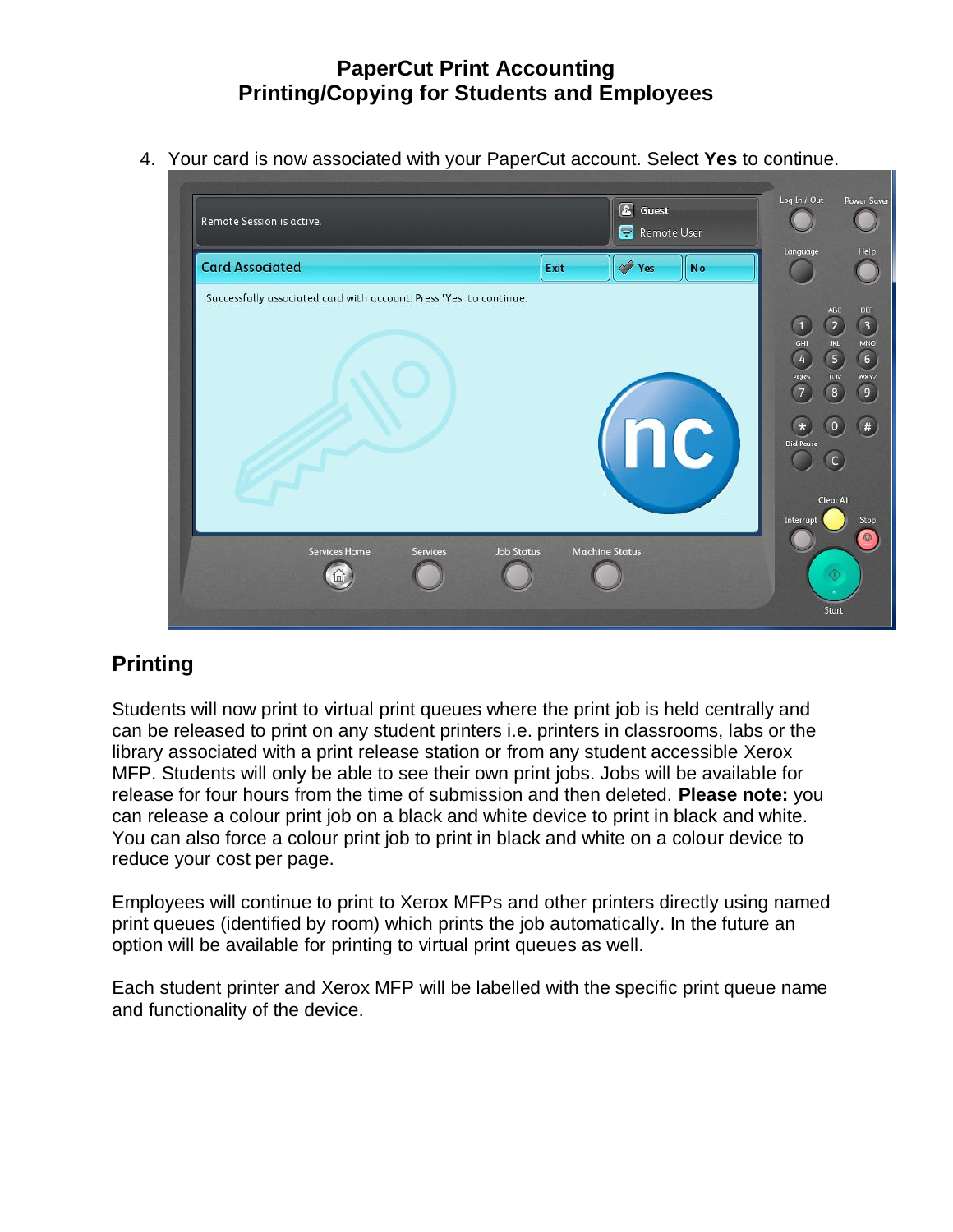4. Your card is now associated with your PaperCut account. Select **Yes** to continue.

## Printing

Students will now print to virtual print queues where the print job is held centrally and can be released to print on any student printers i.e. printers in classrooms, labs or the library associated with a print release station or from any student accessible Xerox MFP. Students will only be able to see their own print jobs. Jobs will be available for release for four hours from the time of submission and then deleted. **Please note:** you can release a colour print job on a black and white device to print in black and white. You can also force a colour print job to print in black and white on a colour device to reduce your cost per page.

Employees will continue to print to Xerox MFPs and other printers directly using named print queues (identified by room) which prints the job automatically. In the future an option will be available for printing to virtual print queues as well.

Each student printer and Xerox MFP will be labelled with the specific print queue name and functionality of the device.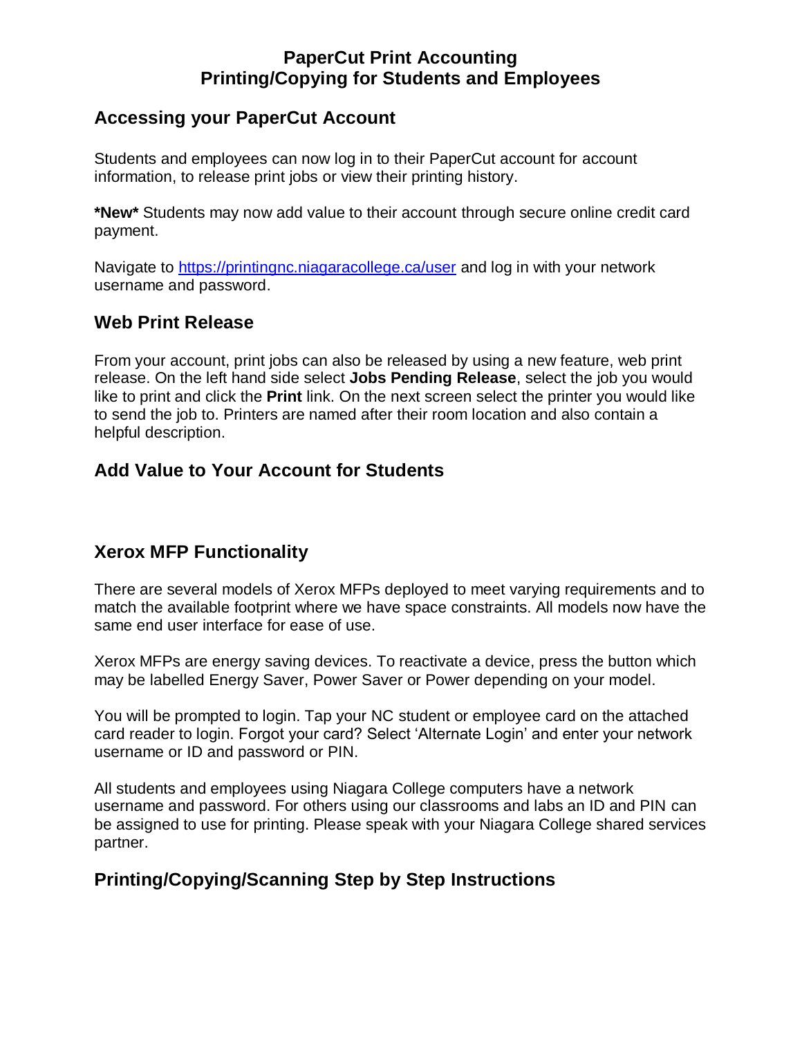# PaperCut Print Accounting
# Printing/Copying for Students and Employees

## Accessing your PaperCut Account

Students and employees can now log in to their PaperCut account for account information, to release print jobs or view their printing history.

**\*New\*** Students may now add value to their account through secure online credit card payment.

Navigate to [https://printingnc.niagaracollege.ca/user](https://printingnc.niagaracollege.ca/user) and log in with your network username and password.

## Web Print Release

From your account, print jobs can also be released by using a new feature, web print release. On the left hand side select **Jobs Pending Release**, select the job you would like to print and click the **Print** link. On the next screen select the printer you would like to send the job to. Printers are named after their room location and also contain a helpful description.

## Add Value to Your Account for Students

## Xerox MFP Functionality

There are several models of Xerox MFPs deployed to meet varying requirements and to match the available footprint where we have space constraints. All models now have the same end user interface for ease of use.

Xerox MFPs are energy saving devices. To reactivate a device, press the button which may be labelled Energy Saver, Power Saver or Power depending on your model.

You will be prompted to login. Tap your NC student or employee card on the attached card reader to login. Forgot your card? Select 'Alternate Login' and enter your network username or ID and password or PIN.

All students and employees using Niagara College computers have a network username and password. For others using our classrooms and labs an ID and PIN can be assigned to use for printing. Please speak with your Niagara College shared services partner.

## Printing/Copying/Scanning Step by Step Instructions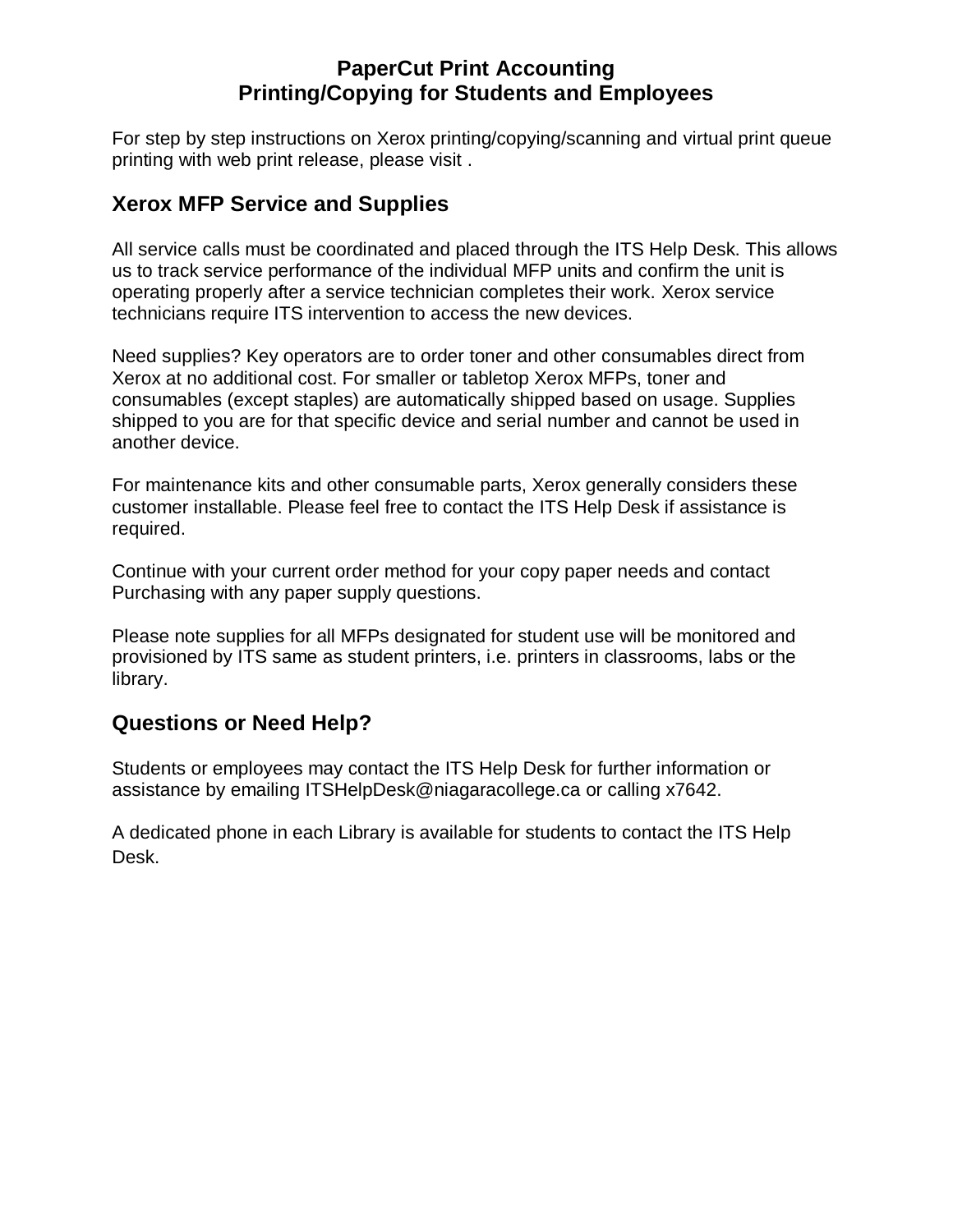# PaperCut Print Accounting
# Printing/Copying for Students and Employees

For step by step instructions on Xerox printing/copying/scanning and virtual print queue printing with web print release, please visit .

## Xerox MFP Service and Supplies

All service calls must be coordinated and placed through the ITS Help Desk. This allows us to track service performance of the individual MFP units and confirm the unit is operating properly after a service technician completes their work. Xerox service technicians require ITS intervention to access the new devices.

Need supplies? Key operators are to order toner and other consumables direct from Xerox at no additional cost. For smaller or tabletop Xerox MFPs, toner and consumables (except staples) are automatically shipped based on usage. Supplies shipped to you are for that specific device and serial number and cannot be used in another device.

For maintenance kits and other consumable parts, Xerox generally considers these customer installable. Please feel free to contact the ITS Help Desk if assistance is required.

Continue with your current order method for your copy paper needs and contact Purchasing with any paper supply questions.

Please note supplies for all MFPs designated for student use will be monitored and provisioned by ITS same as student printers, i.e. printers in classrooms, labs or the library.

## Questions or Need Help?

Students or employees may contact the ITS Help Desk for further information or assistance by emailing ITSHelpDesk@niagaracollege.ca or calling x7642.

A dedicated phone in each Library is available for students to contact the ITS Help Desk.